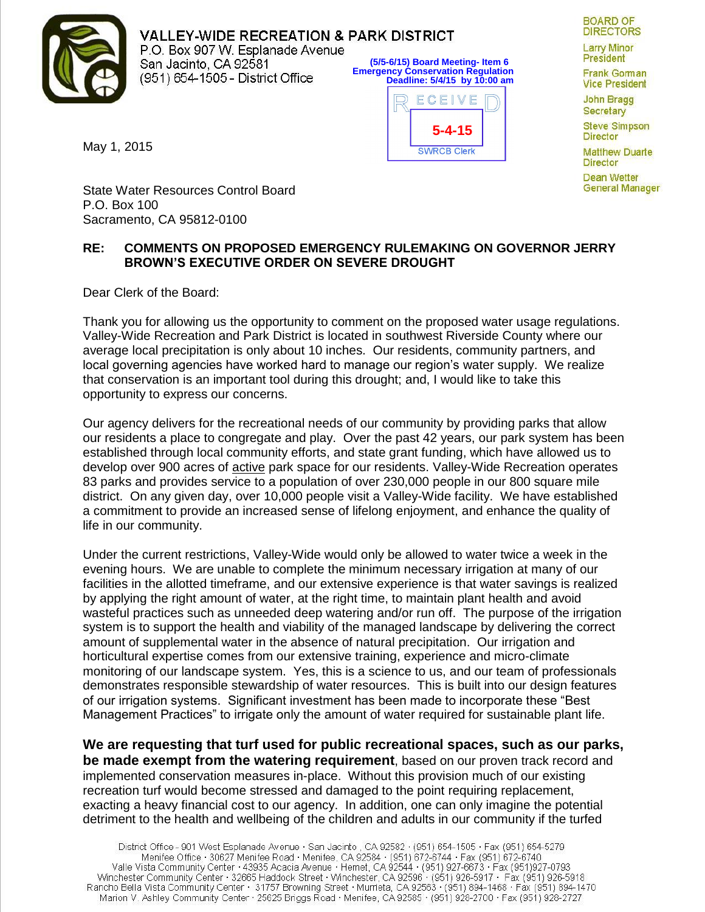# VALLEY-WIDE RECREATION & PARK DISTRICT

P.O. Box 907 W. Esplanade Avenue
San Jacinto, CA 92581
(951) 654-1505 - District Office

(5/5-6/15) Board Meeting- Item 6
Emergency Conservation Regulation
Deadline: 5/4/15 by 10:00 am

RECEIVED
5-4-15
SWRCB Clerk

BOARD OF DIRECTORS
Larry Minor
President
Frank Gorman
Vice President
John Bragg
Secretary
Steve Simpson
Director
Matthew Duarte
Director
Dean Wetter
General Manager

May 1, 2015

State Water Resources Control Board
P.O. Box 100
Sacramento, CA 95812-0100

**RE: COMMENTS ON PROPOSED EMERGENCY RULEMAKING ON GOVERNOR JERRY BROWN'S EXECUTIVE ORDER ON SEVERE DROUGHT**

Dear Clerk of the Board:

Thank you for allowing us the opportunity to comment on the proposed water usage regulations. Valley-Wide Recreation and Park District is located in southwest Riverside County where our average local precipitation is only about 10 inches. Our residents, community partners, and local governing agencies have worked hard to manage our region's water supply. We realize that conservation is an important tool during this drought; and, I would like to take this opportunity to express our concerns.

Our agency delivers for the recreational needs of our community by providing parks that allow our residents a place to congregate and play. Over the past 42 years, our park system has been established through local community efforts, and state grant funding, which have allowed us to develop over 900 acres of active park space for our residents. Valley-Wide Recreation operates 83 parks and provides service to a population of over 230,000 people in our 800 square mile district. On any given day, over 10,000 people visit a Valley-Wide facility. We have established a commitment to provide an increased sense of lifelong enjoyment, and enhance the quality of life in our community.

Under the current restrictions, Valley-Wide would only be allowed to water twice a week in the evening hours. We are unable to complete the minimum necessary irrigation at many of our facilities in the allotted timeframe, and our extensive experience is that water savings is realized by applying the right amount of water, at the right time, to maintain plant health and avoid wasteful practices such as unneeded deep watering and/or run off. The purpose of the irrigation system is to support the health and viability of the managed landscape by delivering the correct amount of supplemental water in the absence of natural precipitation. Our irrigation and horticultural expertise comes from our extensive training, experience and micro-climate monitoring of our landscape system. Yes, this is a science to us, and our team of professionals demonstrates responsible stewardship of water resources. This is built into our design features of our irrigation systems. Significant investment has been made to incorporate these "Best Management Practices" to irrigate only the amount of water required for sustainable plant life.

**We are requesting that turf used for public recreational spaces, such as our parks, be made exempt from the watering requirement**, based on our proven track record and implemented conservation measures in-place. Without this provision much of our existing recreation turf would become stressed and damaged to the point requiring replacement, exacting a heavy financial cost to our agency. In addition, one can only imagine the potential detriment to the health and wellbeing of the children and adults in our community if the turfed

District Office - 901 West Esplanade Avenue · San Jacinto , CA 92582 · (951) 654-1505 · Fax (951) 654-5279
Menifee Office · 30627 Menifee Road · Menifee, CA 92584 · (951) 672-6744 · Fax (951) 672-6740
Valle Vista Community Center · 43935 Acacia Avenue · Hemet, CA 92544 · (951) 927-6673 · Fax (951)927-0793
Winchester Community Center · 32665 Haddock Street · Winchester, CA 92596 · (951) 926-5917 · Fax (951) 926-5918
Rancho Bella Vista Community Center · 31757 Browning Street · Murrieta, CA 92563 · (951) 894-1468 · Fax (951) 894-1470
Marion V. Ashley Community Center · 25625 Briggs Road · Menifee, CA 92585 · (951) 926-2700 · Fax (951) 926-2727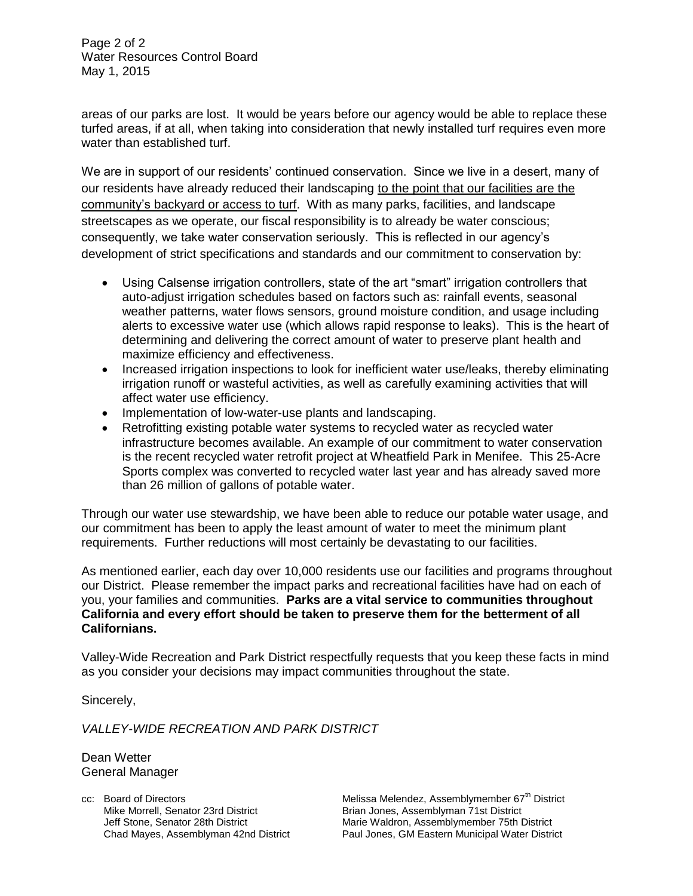areas of our parks are lost. It would be years before our agency would be able to replace these turfed areas, if at all, when taking into consideration that newly installed turf requires even more water than established turf.

We are in support of our residents' continued conservation. Since we live in a desert, many of our residents have already reduced their landscaping <u>to the point that our facilities are the community's backyard or access to turf</u>. With as many parks, facilities, and landscape streetscapes as we operate, our fiscal responsibility is to already be water conscious; consequently, we take water conservation seriously. This is reflected in our agency's development of strict specifications and standards and our commitment to conservation by:

- Using Calsense irrigation controllers, state of the art "smart" irrigation controllers that auto-adjust irrigation schedules based on factors such as: rainfall events, seasonal weather patterns, water flows sensors, ground moisture condition, and usage including alerts to excessive water use (which allows rapid response to leaks). This is the heart of determining and delivering the correct amount of water to preserve plant health and maximize efficiency and effectiveness.
- Increased irrigation inspections to look for inefficient water use/leaks, thereby eliminating irrigation runoff or wasteful activities, as well as carefully examining activities that will affect water use efficiency.
- Implementation of low-water-use plants and landscaping.
- Retrofitting existing potable water systems to recycled water as recycled water infrastructure becomes available. An example of our commitment to water conservation is the recent recycled water retrofit project at Wheatfield Park in Menifee. This 25-Acre Sports complex was converted to recycled water last year and has already saved more than 26 million of gallons of potable water.

Through our water use stewardship, we have been able to reduce our potable water usage, and our commitment has been to apply the least amount of water to meet the minimum plant requirements. Further reductions will most certainly be devastating to our facilities.

As mentioned earlier, each day over 10,000 residents use our facilities and programs throughout our District. Please remember the impact parks and recreational facilities have had on each of you, your families and communities. **Parks are a vital service to communities throughout California and every effort should be taken to preserve them for the betterment of all Californians.**

Valley-Wide Recreation and Park District respectfully requests that you keep these facts in mind as you consider your decisions may impact communities throughout the state.

Sincerely,

*VALLEY-WIDE RECREATION AND PARK DISTRICT*

Dean Wetter
General Manager

cc: Board of Directors
Mike Morrell, Senator 23rd District
Jeff Stone, Senator 28th District
Chad Mayes, Assemblyman 42nd District
Melissa Melendez, Assemblymember 67th District
Brian Jones, Assemblyman 71st District
Marie Waldron, Assemblymember 75th District
Paul Jones, GM Eastern Municipal Water District